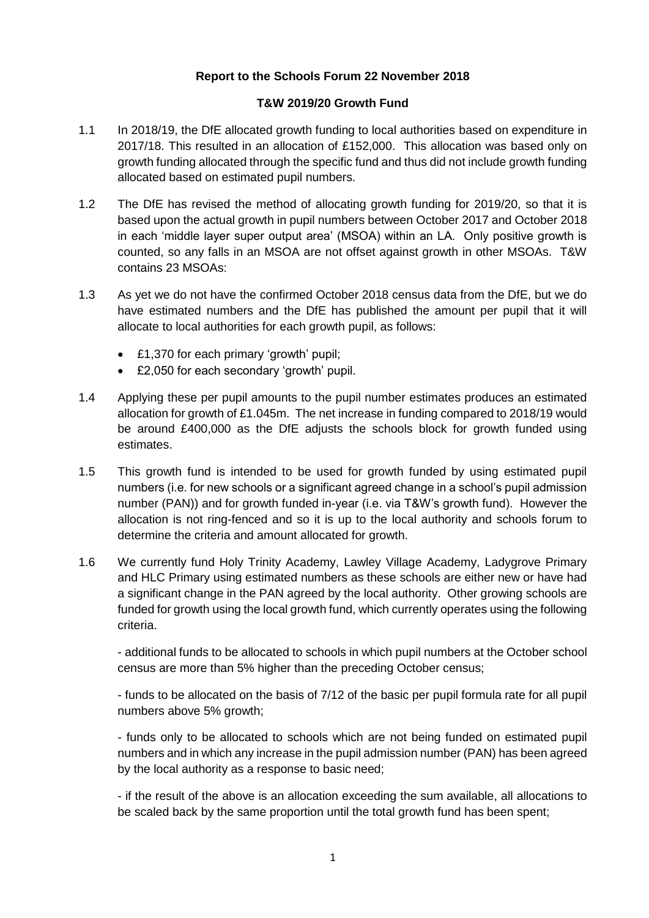**Report to the Schools Forum 22 November 2018**

**T&W 2019/20 Growth Fund**

1.1 In 2018/19, the DfE allocated growth funding to local authorities based on expenditure in 2017/18. This resulted in an allocation of £152,000. This allocation was based only on growth funding allocated through the specific fund and thus did not include growth funding allocated based on estimated pupil numbers.

1.2 The DfE has revised the method of allocating growth funding for 2019/20, so that it is based upon the actual growth in pupil numbers between October 2017 and October 2018 in each 'middle layer super output area' (MSOA) within an LA. Only positive growth is counted, so any falls in an MSOA are not offset against growth in other MSOAs. T&W contains 23 MSOAs:

1.3 As yet we do not have the confirmed October 2018 census data from the DfE, but we do have estimated numbers and the DfE has published the amount per pupil that it will allocate to local authorities for each growth pupil, as follows:

- £1,370 for each primary 'growth' pupil;
- £2,050 for each secondary 'growth' pupil.

1.4 Applying these per pupil amounts to the pupil number estimates produces an estimated allocation for growth of £1.045m. The net increase in funding compared to 2018/19 would be around £400,000 as the DfE adjusts the schools block for growth funded using estimates.

1.5 This growth fund is intended to be used for growth funded by using estimated pupil numbers (i.e. for new schools or a significant agreed change in a school's pupil admission number (PAN)) and for growth funded in-year (i.e. via T&W's growth fund). However the allocation is not ring-fenced and so it is up to the local authority and schools forum to determine the criteria and amount allocated for growth.

1.6 We currently fund Holy Trinity Academy, Lawley Village Academy, Ladygrove Primary and HLC Primary using estimated numbers as these schools are either new or have had a significant change in the PAN agreed by the local authority. Other growing schools are funded for growth using the local growth fund, which currently operates using the following criteria.

- additional funds to be allocated to schools in which pupil numbers at the October school census are more than 5% higher than the preceding October census;

- funds to be allocated on the basis of 7/12 of the basic per pupil formula rate for all pupil numbers above 5% growth;

- funds only to be allocated to schools which are not being funded on estimated pupil numbers and in which any increase in the pupil admission number (PAN) has been agreed by the local authority as a response to basic need;

- if the result of the above is an allocation exceeding the sum available, all allocations to be scaled back by the same proportion until the total growth fund has been spent;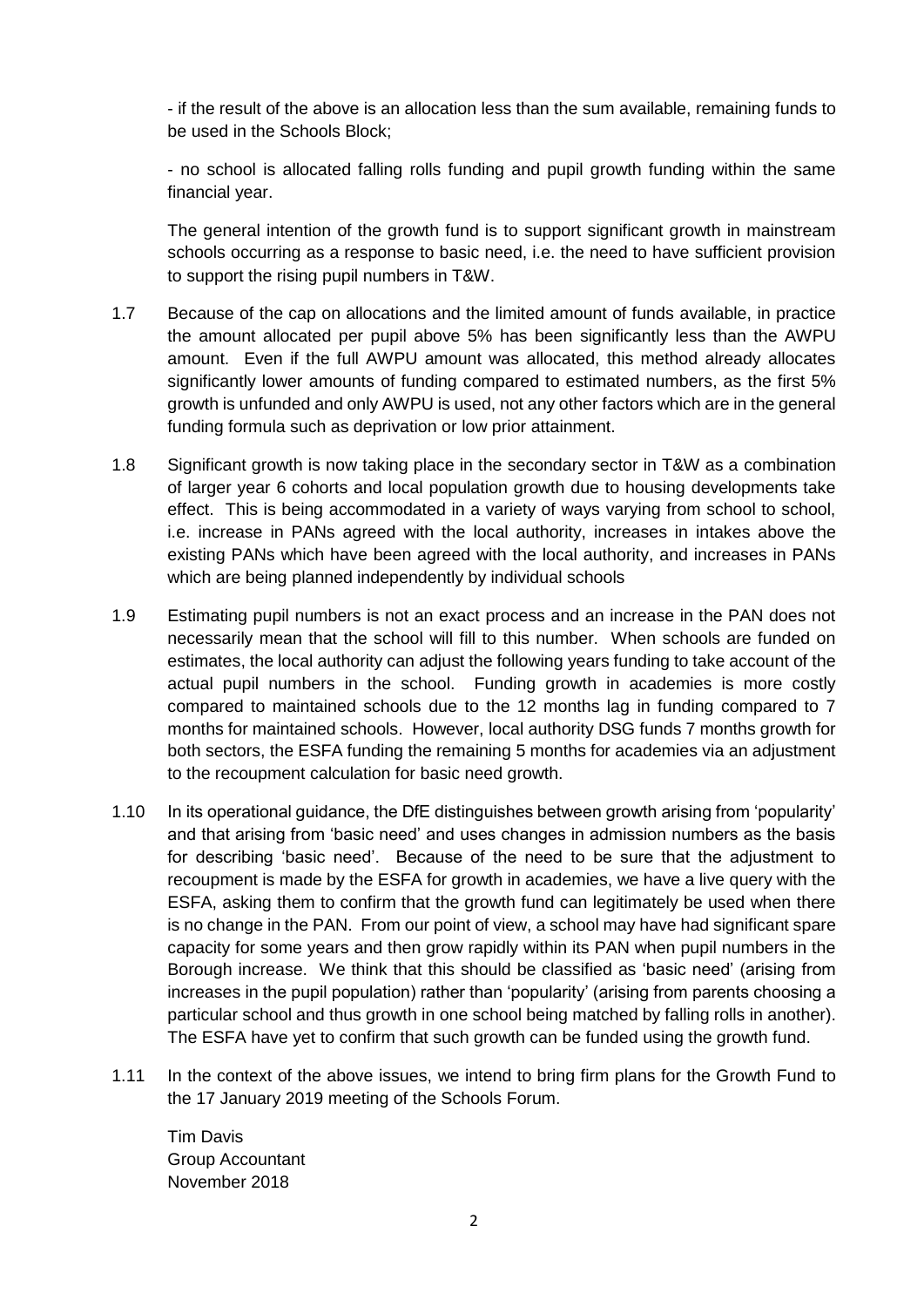- if the result of the above is an allocation less than the sum available, remaining funds to be used in the Schools Block;

- no school is allocated falling rolls funding and pupil growth funding within the same financial year.

The general intention of the growth fund is to support significant growth in mainstream schools occurring as a response to basic need, i.e. the need to have sufficient provision to support the rising pupil numbers in T&W.

1.7 Because of the cap on allocations and the limited amount of funds available, in practice the amount allocated per pupil above 5% has been significantly less than the AWPU amount. Even if the full AWPU amount was allocated, this method already allocates significantly lower amounts of funding compared to estimated numbers, as the first 5% growth is unfunded and only AWPU is used, not any other factors which are in the general funding formula such as deprivation or low prior attainment.

1.8 Significant growth is now taking place in the secondary sector in T&W as a combination of larger year 6 cohorts and local population growth due to housing developments take effect. This is being accommodated in a variety of ways varying from school to school, i.e. increase in PANs agreed with the local authority, increases in intakes above the existing PANs which have been agreed with the local authority, and increases in PANs which are being planned independently by individual schools

1.9 Estimating pupil numbers is not an exact process and an increase in the PAN does not necessarily mean that the school will fill to this number. When schools are funded on estimates, the local authority can adjust the following years funding to take account of the actual pupil numbers in the school. Funding growth in academies is more costly compared to maintained schools due to the 12 months lag in funding compared to 7 months for maintained schools. However, local authority DSG funds 7 months growth for both sectors, the ESFA funding the remaining 5 months for academies via an adjustment to the recoupment calculation for basic need growth.

1.10 In its operational guidance, the DfE distinguishes between growth arising from 'popularity' and that arising from 'basic need' and uses changes in admission numbers as the basis for describing 'basic need'. Because of the need to be sure that the adjustment to recoupment is made by the ESFA for growth in academies, we have a live query with the ESFA, asking them to confirm that the growth fund can legitimately be used when there is no change in the PAN. From our point of view, a school may have had significant spare capacity for some years and then grow rapidly within its PAN when pupil numbers in the Borough increase. We think that this should be classified as 'basic need' (arising from increases in the pupil population) rather than 'popularity' (arising from parents choosing a particular school and thus growth in one school being matched by falling rolls in another). The ESFA have yet to confirm that such growth can be funded using the growth fund.

1.11 In the context of the above issues, we intend to bring firm plans for the Growth Fund to the 17 January 2019 meeting of the Schools Forum.

Tim Davis
Group Accountant
November 2018